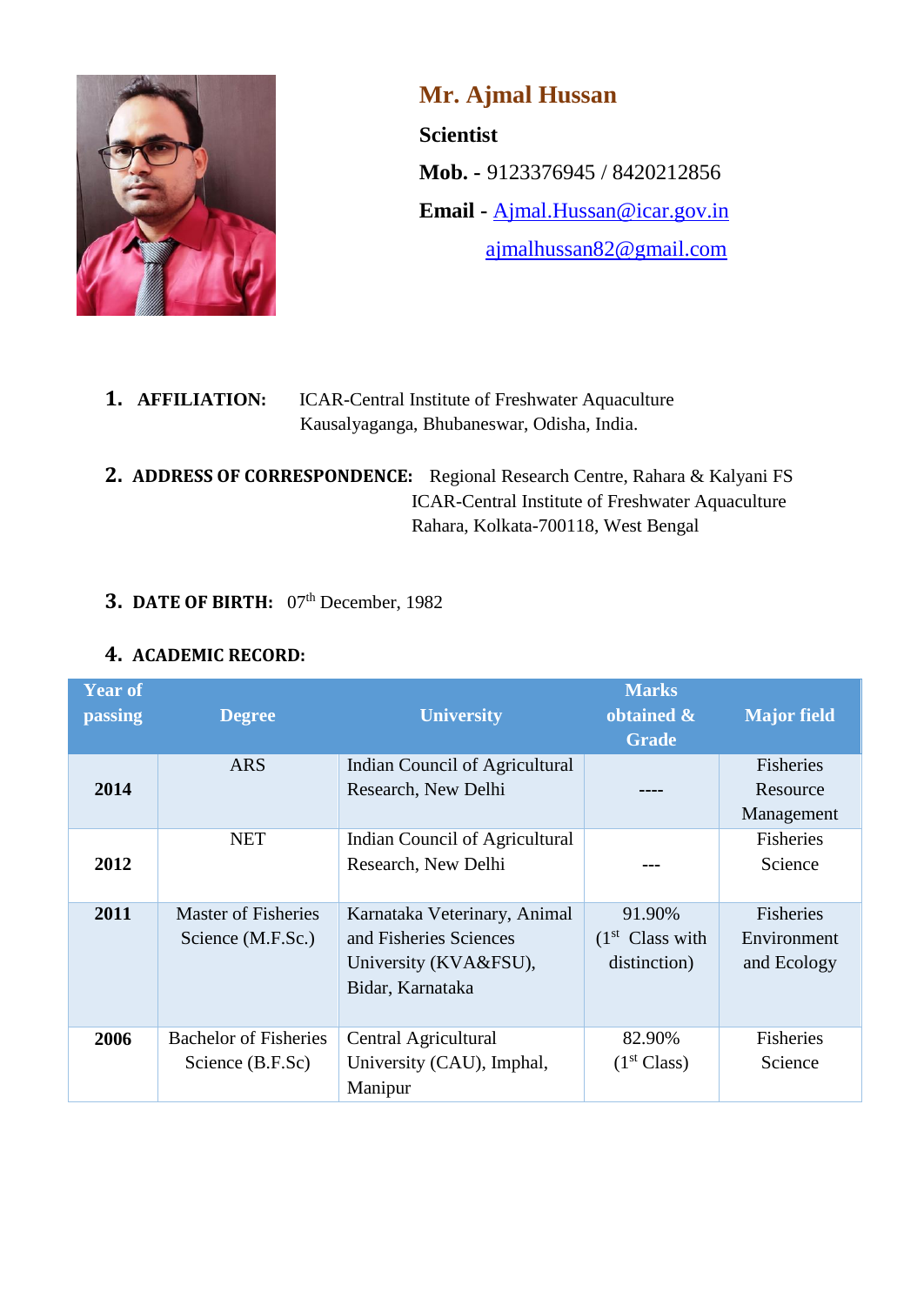# Mr. Ajmal Hussan

**Scientist**

**Mob. -** 9123376945 / 8420212856

**Email -** Ajmal.Hussan@icar.gov.in
ajmalhussan82@gmail.com

**1. AFFILIATION:** ICAR-Central Institute of Freshwater Aquaculture
Kausalyaganga, Bhubaneswar, Odisha, India.

**2. ADDRESS OF CORRESPONDENCE:** Regional Research Centre, Rahara & Kalyani FS
ICAR-Central Institute of Freshwater Aquaculture
Rahara, Kolkata-700118, West Bengal

**3. DATE OF BIRTH:** 07th December, 1982

**4. ACADEMIC RECORD:**

| Year of passing | Degree | University | Marks obtained & Grade | Major field |
|---|---|---|---|---|
| **2014** | ARS | Indian Council of Agricultural Research, New Delhi | ---- | Fisheries Resource Management |
| **2012** | NET | Indian Council of Agricultural Research, New Delhi | --- | Fisheries Science |
| **2011** | Master of Fisheries Science (M.F.Sc.) | Karnataka Veterinary, Animal and Fisheries Sciences University (KVA&FSU), Bidar, Karnataka | 91.90% (1st Class with distinction) | Fisheries Environment and Ecology |
| **2006** | Bachelor of Fisheries Science (B.F.Sc) | Central Agricultural University (CAU), Imphal, Manipur | 82.90% (1st Class) | Fisheries Science |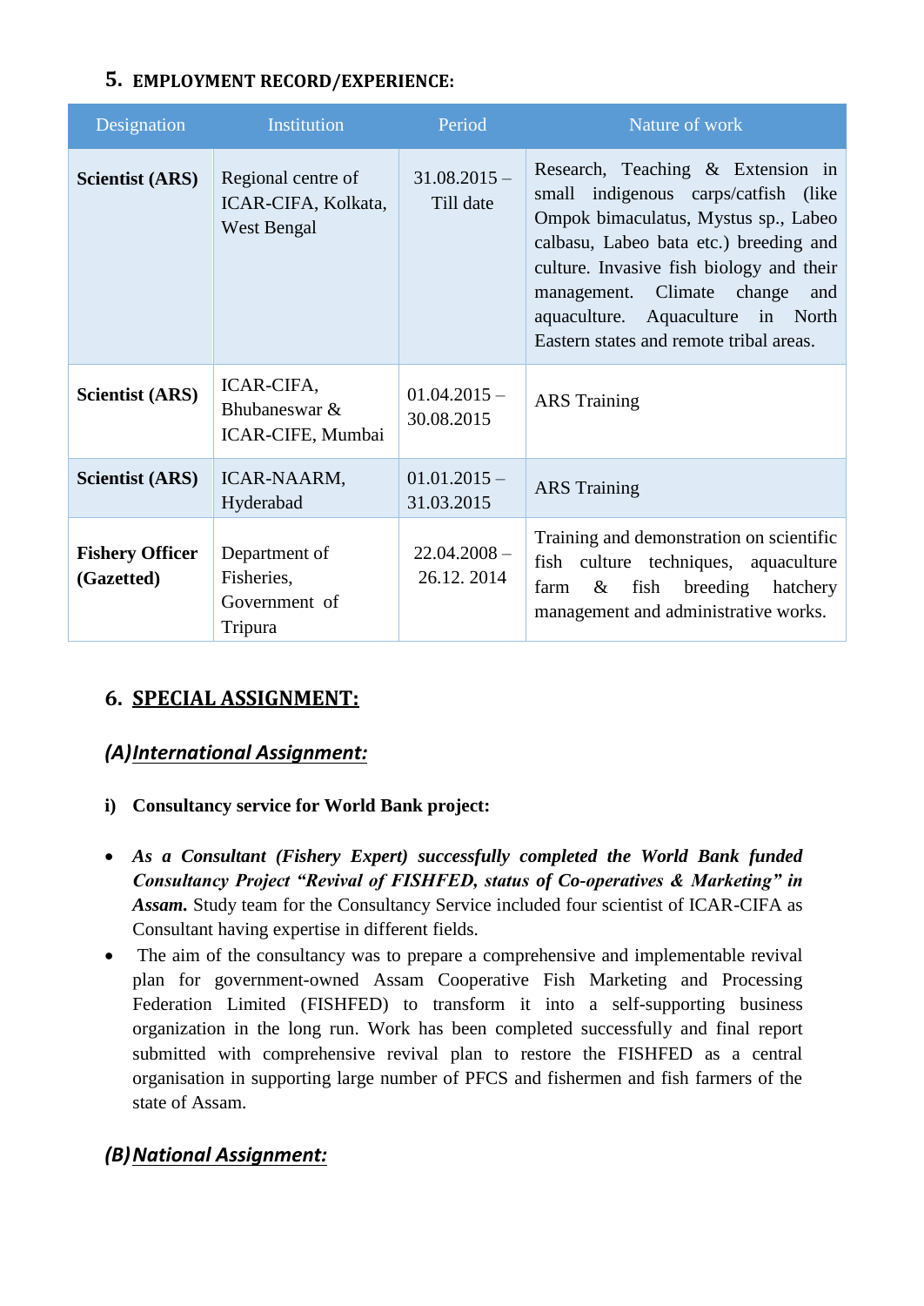## 5. EMPLOYMENT RECORD/EXPERIENCE:

| Designation | Institution | Period | Nature of work |
|---|---|---|---|
| **Scientist (ARS)** | Regional centre of ICAR-CIFA, Kolkata, West Bengal | 31.08.2015 – Till date | Research, Teaching & Extension in small indigenous carps/catfish (like Ompok bimaculatus, Mystus sp., Labeo calbasu, Labeo bata etc.) breeding and culture. Invasive fish biology and their management. Climate change and aquaculture. Aquaculture in North Eastern states and remote tribal areas. |
| **Scientist (ARS)** | ICAR-CIFA, Bhubaneswar & ICAR-CIFE, Mumbai | 01.04.2015 – 30.08.2015 | ARS Training |
| **Scientist (ARS)** | ICAR-NAARM, Hyderabad | 01.01.2015 – 31.03.2015 | ARS Training |
| **Fishery Officer (Gazetted)** | Department of Fisheries, Government of Tripura | 22.04.2008 – 26.12. 2014 | Training and demonstration on scientific fish culture techniques, aquaculture farm & fish breeding hatchery management and administrative works. |

## 6. SPECIAL ASSIGNMENT:

### *(A) International Assignment:*

**i) Consultancy service for World Bank project:**

- ***As a Consultant (Fishery Expert) successfully completed the World Bank funded Consultancy Project "Revival of FISHFED, status of Co-operatives & Marketing" in Assam.*** Study team for the Consultancy Service included four scientist of ICAR-CIFA as Consultant having expertise in different fields.
- The aim of the consultancy was to prepare a comprehensive and implementable revival plan for government-owned Assam Cooperative Fish Marketing and Processing Federation Limited (FISHFED) to transform it into a self-supporting business organization in the long run. Work has been completed successfully and final report submitted with comprehensive revival plan to restore the FISHFED as a central organisation in supporting large number of PFCS and fishermen and fish farmers of the state of Assam.

### *(B) National Assignment:*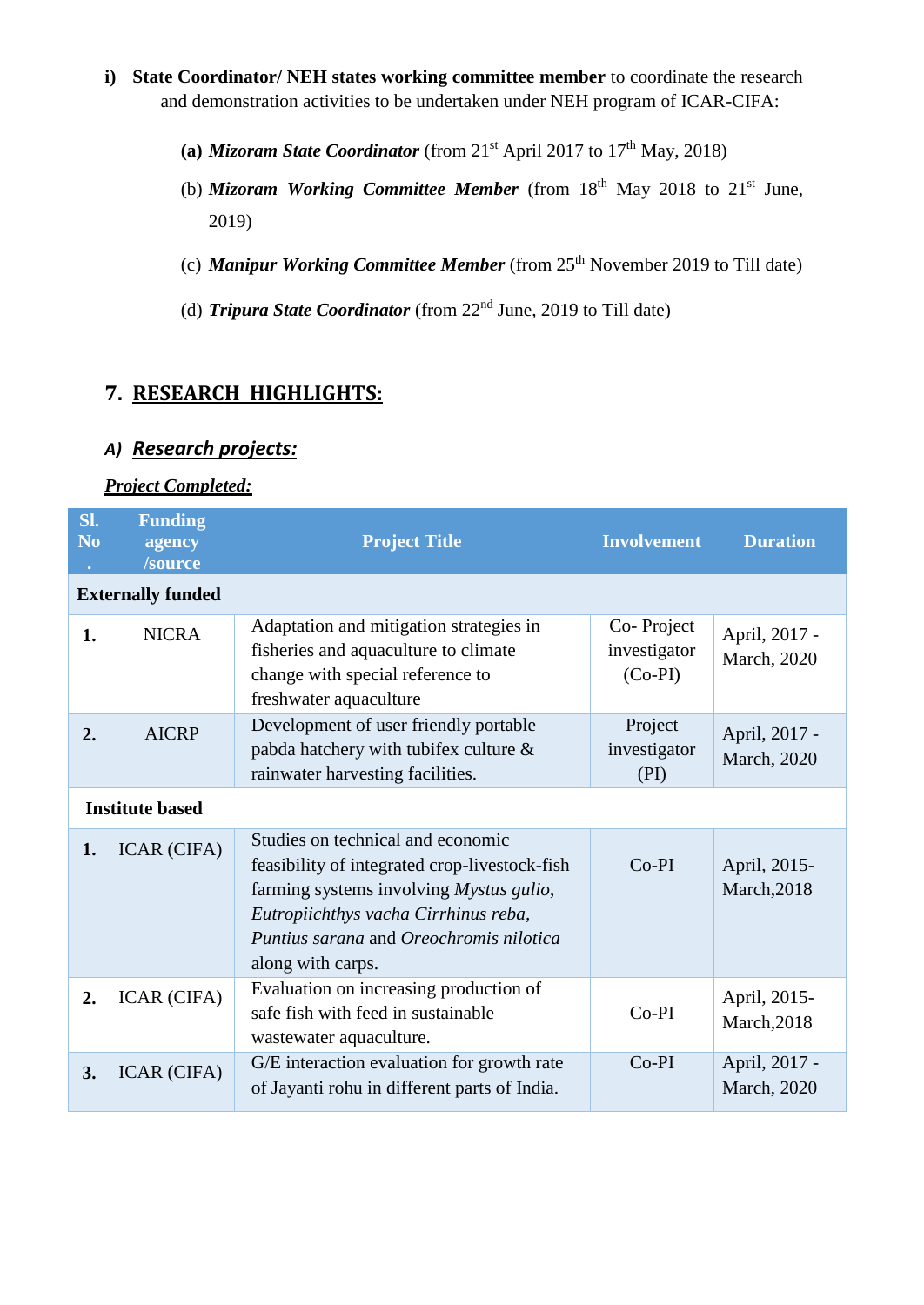**i) State Coordinator/ NEH states working committee member** to coordinate the research and demonstration activities to be undertaken under NEH program of ICAR-CIFA:

**(a)** ***Mizoram State Coordinator*** (from 21st April 2017 to 17th May, 2018)

(b) ***Mizoram Working Committee Member*** (from 18th May 2018 to 21st June, 2019)

(c) ***Manipur Working Committee Member*** (from 25th November 2019 to Till date)

(d) ***Tripura State Coordinator*** (from 22nd June, 2019 to Till date)

## 7. RESEARCH HIGHLIGHTS:

### A) *Research projects:*

***Project Completed:***

| Sl. No. | Funding agency /source | Project Title | Involvement | Duration |
|---|---|---|---|---|
| **Externally funded** | | | | |
| **1.** | NICRA | Adaptation and mitigation strategies in fisheries and aquaculture to climate change with special reference to freshwater aquaculture | Co- Project investigator (Co-PI) | April, 2017 - March, 2020 |
| **2.** | AICRP | Development of user friendly portable pabda hatchery with tubifex culture & rainwater harvesting facilities. | Project investigator (PI) | April, 2017 - March, 2020 |
| **Institute based** | | | | |
| **1.** | ICAR (CIFA) | Studies on technical and economic feasibility of integrated crop-livestock-fish farming systems involving *Mystus gulio*, *Eutropiichthys vacha Cirrhinus reba*, *Puntius sarana* and *Oreochromis nilotica* along with carps. | Co-PI | April, 2015- March,2018 |
| **2.** | ICAR (CIFA) | Evaluation on increasing production of safe fish with feed in sustainable wastewater aquaculture. | Co-PI | April, 2015- March,2018 |
| **3.** | ICAR (CIFA) | G/E interaction evaluation for growth rate of Jayanti rohu in different parts of India. | Co-PI | April, 2017 - March, 2020 |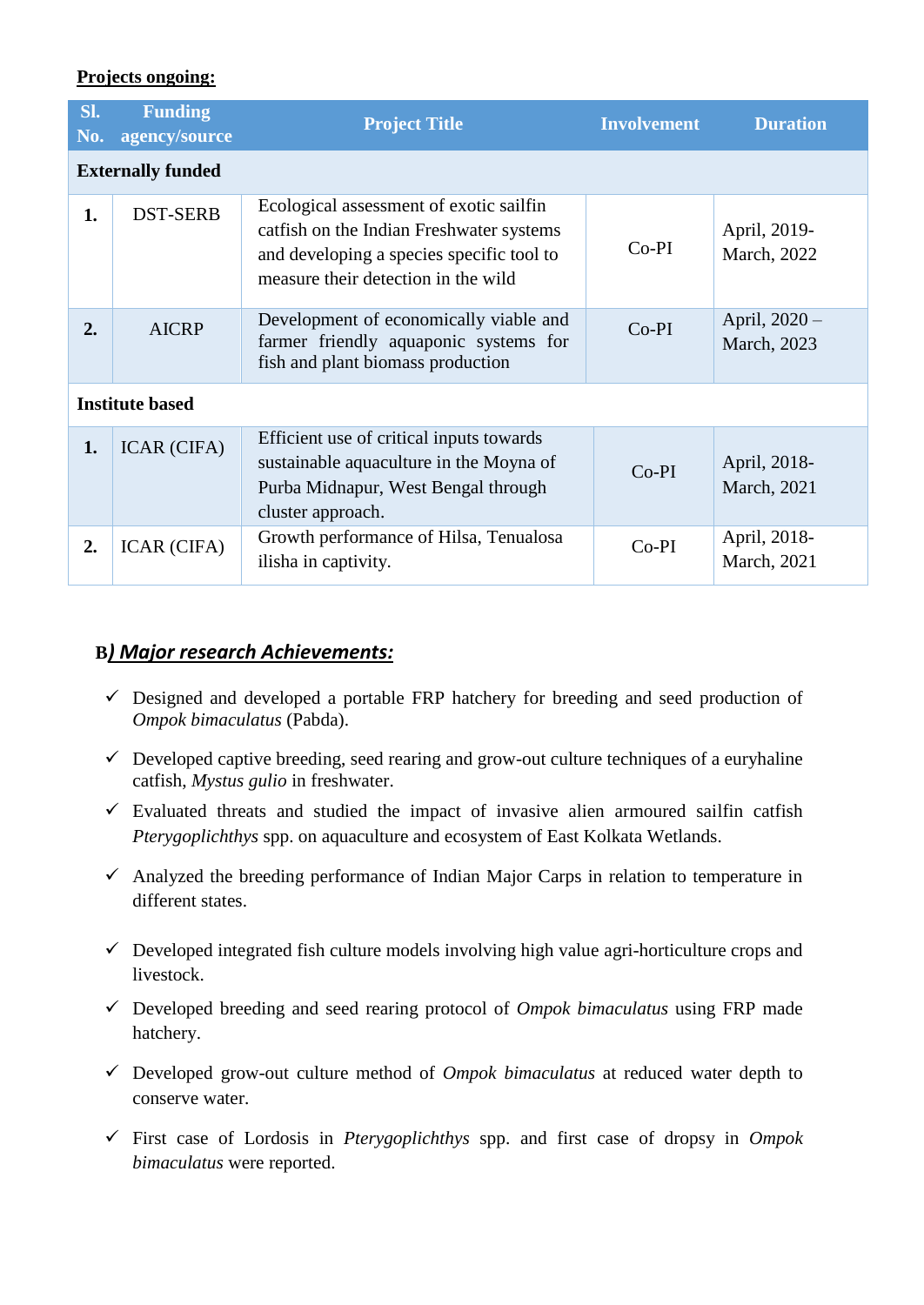**Projects ongoing:**

| Sl. No. | Funding agency/source | Project Title | Involvement | Duration |
|---|---|---|---|---|
| **Externally funded** | | | | |
| **1.** | DST-SERB | Ecological assessment of exotic sailfin catfish on the Indian Freshwater systems and developing a species specific tool to measure their detection in the wild | Co-PI | April, 2019-March, 2022 |
| **2.** | AICRP | Development of economically viable and farmer friendly aquaponic systems for fish and plant biomass production | Co-PI | April, 2020 – March, 2023 |
| **Institute based** | | | | |
| **1.** | ICAR (CIFA) | Efficient use of critical inputs towards sustainable aquaculture in the Moyna of Purba Midnapur, West Bengal through cluster approach. | Co-PI | April, 2018-March, 2021 |
| **2.** | ICAR (CIFA) | Growth performance of Hilsa, Tenualosa ilisha in captivity. | Co-PI | April, 2018-March, 2021 |

## B*) Major research Achievements:*

- ✓ Designed and developed a portable FRP hatchery for breeding and seed production of *Ompok bimaculatus* (Pabda).
- ✓ Developed captive breeding, seed rearing and grow-out culture techniques of a euryhaline catfish, *Mystus gulio* in freshwater.
- ✓ Evaluated threats and studied the impact of invasive alien armoured sailfin catfish *Pterygoplichthys* spp. on aquaculture and ecosystem of East Kolkata Wetlands.
- ✓ Analyzed the breeding performance of Indian Major Carps in relation to temperature in different states.
- ✓ Developed integrated fish culture models involving high value agri-horticulture crops and livestock.
- ✓ Developed breeding and seed rearing protocol of *Ompok bimaculatus* using FRP made hatchery.
- ✓ Developed grow-out culture method of *Ompok bimaculatus* at reduced water depth to conserve water.
- ✓ First case of Lordosis in *Pterygoplichthys* spp. and first case of dropsy in *Ompok bimaculatus* were reported.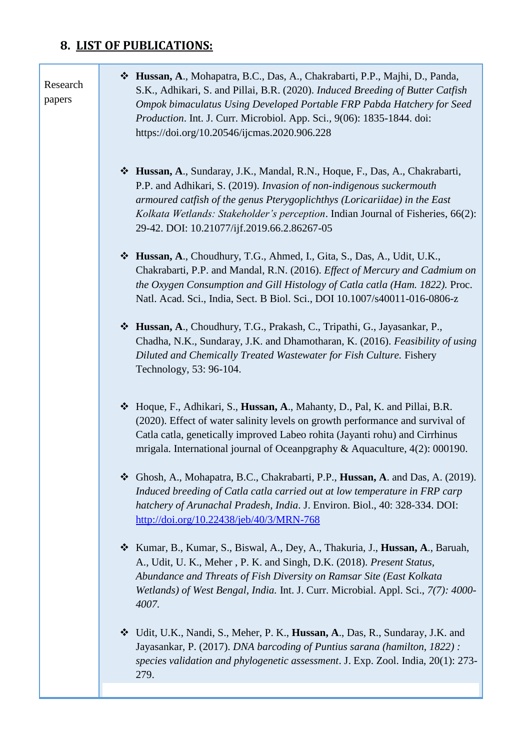## 8. LIST OF PUBLICATIONS:

| Research papers | |
|---|---|
| | ❖ **Hussan, A**., Mohapatra, B.C., Das, A., Chakrabarti, P.P., Majhi, D., Panda, S.K., Adhikari, S. and Pillai, B.R. (2020). *Induced Breeding of Butter Catfish Ompok bimaculatus Using Developed Portable FRP Pabda Hatchery for Seed Production*. Int. J. Curr. Microbiol. App. Sci., 9(06): 1835-1844. doi: https://doi.org/10.20546/ijcmas.2020.906.228 |
| | ❖ **Hussan, A**., Sundaray, J.K., Mandal, R.N., Hoque, F., Das, A., Chakrabarti, P.P. and Adhikari, S. (2019). *Invasion of non-indigenous suckermouth armoured catfish of the genus Pterygoplichthys (Loricariidae) in the East Kolkata Wetlands: Stakeholder's perception*. Indian Journal of Fisheries, 66(2): 29-42. DOI: 10.21077/ijf.2019.66.2.86267-05 |
| | ❖ **Hussan, A**., Choudhury, T.G., Ahmed, I., Gita, S., Das, A., Udit, U.K., Chakrabarti, P.P. and Mandal, R.N. (2016). *Effect of Mercury and Cadmium on the Oxygen Consumption and Gill Histology of Catla catla (Ham. 1822).* Proc. Natl. Acad. Sci., India, Sect. B Biol. Sci., DOI 10.1007/s40011-016-0806-z |
| | ❖ **Hussan, A**., Choudhury, T.G., Prakash, C., Tripathi, G., Jayasankar, P., Chadha, N.K., Sundaray, J.K. and Dhamotharan, K. (2016). *Feasibility of using Diluted and Chemically Treated Wastewater for Fish Culture.* Fishery Technology, 53: 96-104. |
| | ❖ Hoque, F., Adhikari, S., **Hussan, A**., Mahanty, D., Pal, K. and Pillai, B.R. (2020). Effect of water salinity levels on growth performance and survival of Catla catla, genetically improved Labeo rohita (Jayanti rohu) and Cirrhinus mrigala. International journal of Oceanpgraphy & Aquaculture, 4(2): 000190. |
| | ❖ Ghosh, A., Mohapatra, B.C., Chakrabarti, P.P., **Hussan, A**. and Das, A. (2019). *Induced breeding of Catla catla carried out at low temperature in FRP carp hatchery of Arunachal Pradesh, India*. J. Environ. Biol., 40: 328-334. DOI: http://doi.org/10.22438/jeb/40/3/MRN-768 |
| | ❖ Kumar, B., Kumar, S., Biswal, A., Dey, A., Thakuria, J., **Hussan, A**., Baruah, A., Udit, U. K., Meher , P. K. and Singh, D.K. (2018). *Present Status, Abundance and Threats of Fish Diversity on Ramsar Site (East Kolkata Wetlands) of West Bengal, India.* Int. J. Curr. Microbiol. Appl. Sci., *7(7): 4000-4007.* |
| | ❖ Udit, U.K., Nandi, S., Meher, P. K., **Hussan, A**., Das, R., Sundaray, J.K. and Jayasankar, P. (2017). *DNA barcoding of Puntius sarana (hamilton, 1822) : species validation and phylogenetic assessment*. J. Exp. Zool. India, 20(1): 273-279. |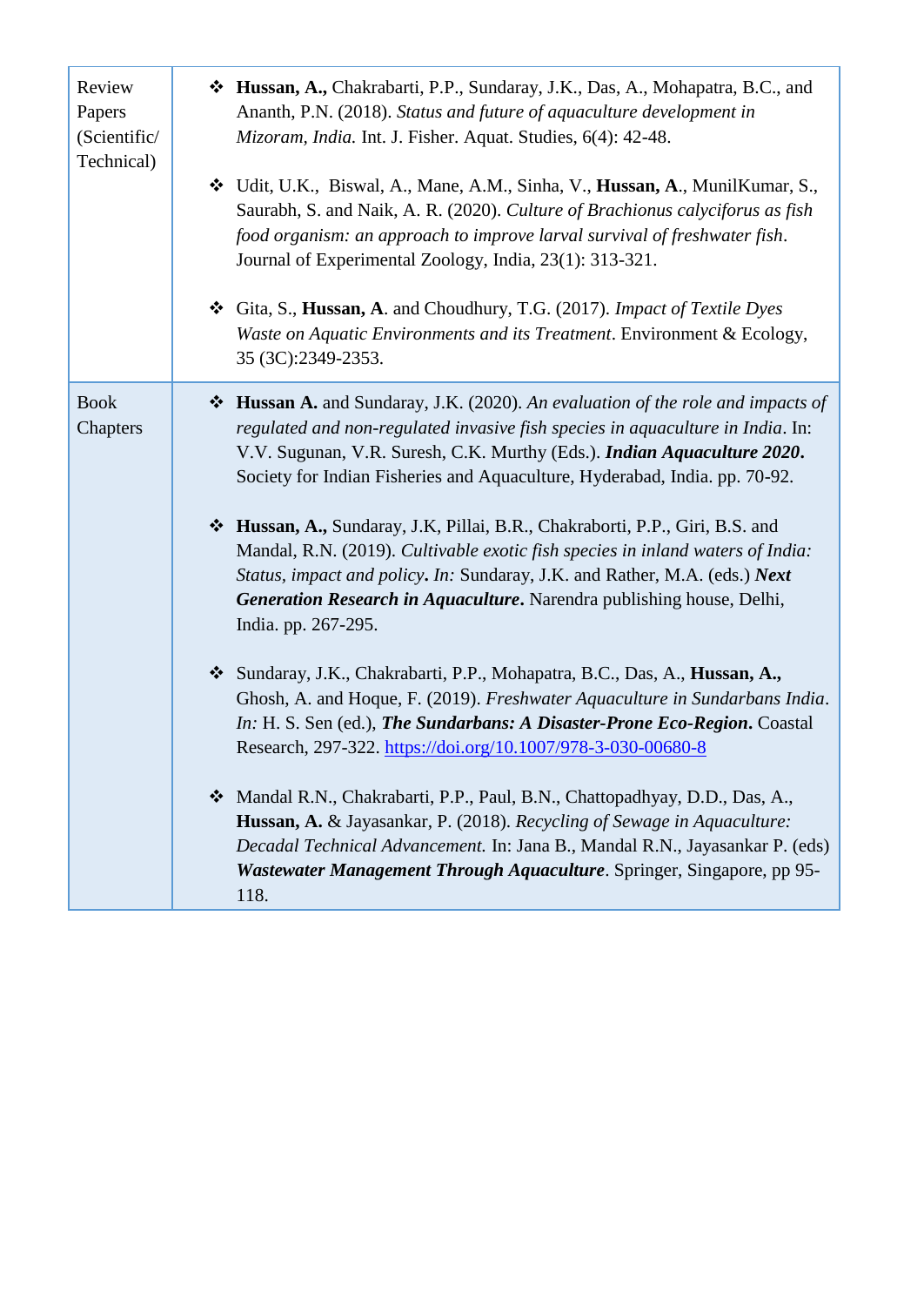| | |
|---|---|
| Review Papers (Scientific/ Technical) | ❖ **Hussan, A.,** Chakrabarti, P.P., Sundaray, J.K., Das, A., Mohapatra, B.C., and Ananth, P.N. (2018). *Status and future of aquaculture development in Mizoram, India.* Int. J. Fisher. Aquat. Studies, 6(4): 42-48.<br><br>❖ Udit, U.K., Biswal, A., Mane, A.M., Sinha, V., **Hussan, A**., MunilKumar, S., Saurabh, S. and Naik, A. R. (2020). *Culture of Brachionus calyciforus as fish food organism: an approach to improve larval survival of freshwater fish*. Journal of Experimental Zoology, India, 23(1): 313-321.<br><br>❖ Gita, S., **Hussan, A**. and Choudhury, T.G. (2017). *Impact of Textile Dyes Waste on Aquatic Environments and its Treatment*. Environment & Ecology, 35 (3C):2349-2353. |
| Book Chapters | ❖ **Hussan A.** and Sundaray, J.K. (2020). *An evaluation of the role and impacts of regulated and non-regulated invasive fish species in aquaculture in India*. In: V.V. Sugunan, V.R. Suresh, C.K. Murthy (Eds.). ***Indian Aquaculture 2020*.** Society for Indian Fisheries and Aquaculture, Hyderabad, India. pp. 70-92.<br><br>❖ **Hussan, A.,** Sundaray, J.K, Pillai, B.R., Chakraborti, P.P., Giri, B.S. and Mandal, R.N. (2019). *Cultivable exotic fish species in inland waters of India: Status, impact and policy*. *In:* Sundaray, J.K. and Rather, M.A. (eds.) ***Next Generation Research in Aquaculture*.** Narendra publishing house, Delhi, India. pp. 267-295.<br><br>❖ Sundaray, J.K., Chakrabarti, P.P., Mohapatra, B.C., Das, A., **Hussan, A.,** Ghosh, A. and Hoque, F. (2019). *Freshwater Aquaculture in Sundarbans India*. *In:* H. S. Sen (ed.), ***The Sundarbans: A Disaster-Prone Eco-Region*.** Coastal Research, 297-322. https://doi.org/10.1007/978-3-030-00680-8<br><br>❖ Mandal R.N., Chakrabarti, P.P., Paul, B.N., Chattopadhyay, D.D., Das, A., **Hussan, A.** & Jayasankar, P. (2018). *Recycling of Sewage in Aquaculture: Decadal Technical Advancement.* In: Jana B., Mandal R.N., Jayasankar P. (eds) ***Wastewater Management Through Aquaculture***. Springer, Singapore, pp 95-118. |